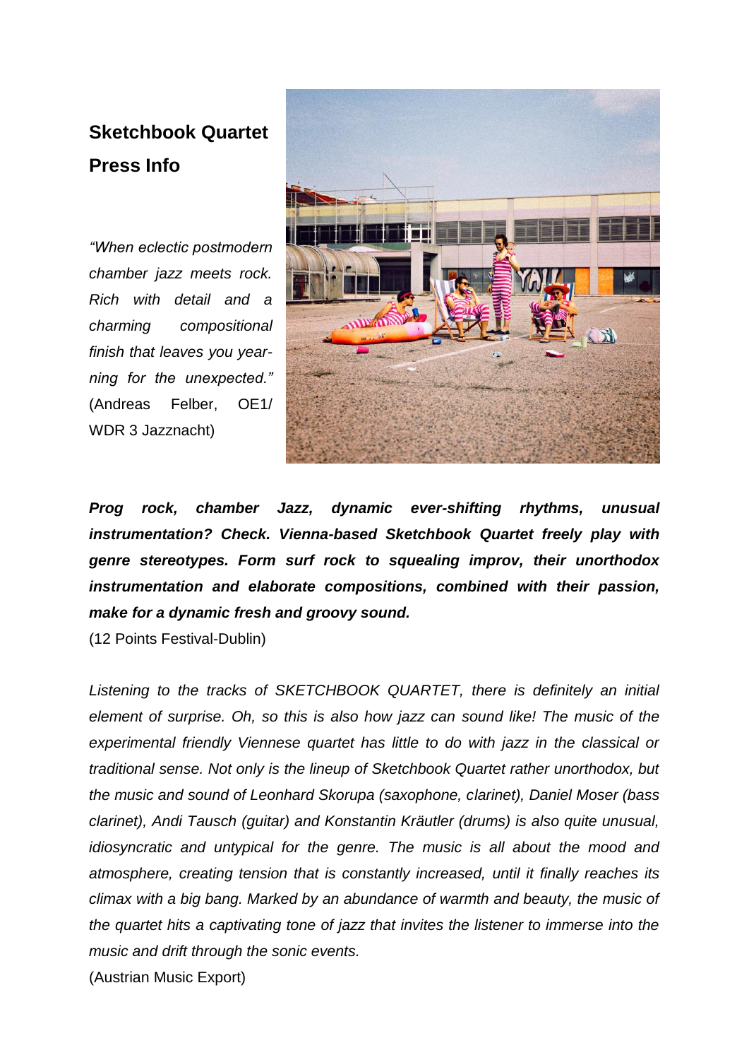# Sketchbook Quartet
# Press Info

*"When eclectic postmodern chamber jazz meets rock. Rich with detail and a charming compositional finish that leaves you year-ning for the unexpected."*
(Andreas Felber, OE1/ WDR 3 Jazznacht)

***Prog rock, chamber Jazz, dynamic ever-shifting rhythms, unusual instrumentation? Check. Vienna-based Sketchbook Quartet freely play with genre stereotypes. Form surf rock to squealing improv, their unorthodox instrumentation and elaborate compositions, combined with their passion, make for a dynamic fresh and groovy sound.***
(12 Points Festival-Dublin)

*Listening to the tracks of SKETCHBOOK QUARTET, there is definitely an initial element of surprise. Oh, so this is also how jazz can sound like! The music of the experimental friendly Viennese quartet has little to do with jazz in the classical or traditional sense. Not only is the lineup of Sketchbook Quartet rather unorthodox, but the music and sound of Leonhard Skorupa (saxophone, clarinet), Daniel Moser (bass clarinet), Andi Tausch (guitar) and Konstantin Kräutler (drums) is also quite unusual, idiosyncratic and untypical for the genre. The music is all about the mood and atmosphere, creating tension that is constantly increased, until it finally reaches its climax with a big bang. Marked by an abundance of warmth and beauty, the music of the quartet hits a captivating tone of jazz that invites the listener to immerse into the music and drift through the sonic events.*
(Austrian Music Export)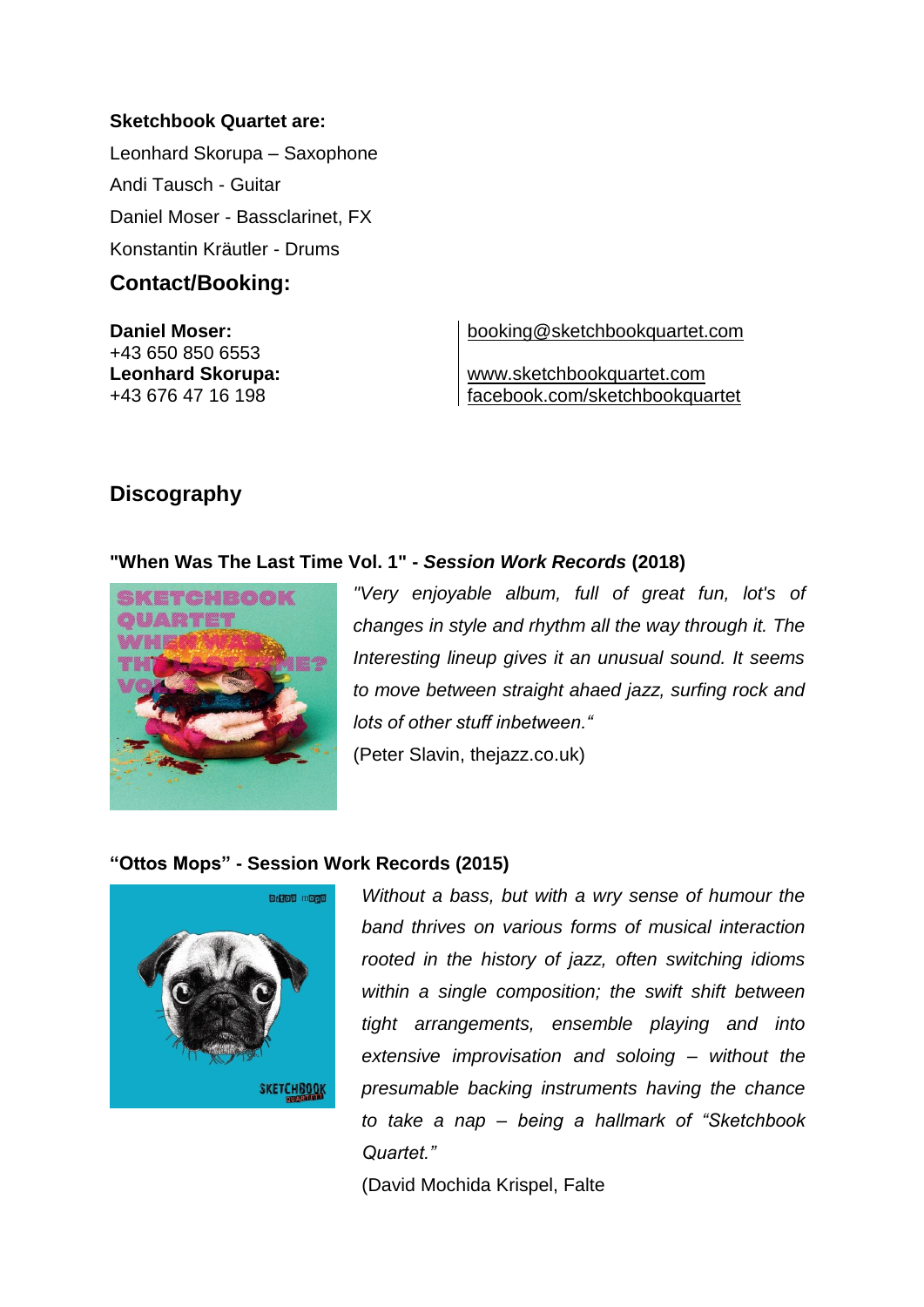**Sketchbook Quartet are:**

Leonhard Skorupa – Saxophone

Andi Tausch - Guitar

Daniel Moser - Bassclarinet, FX

Konstantin Kräutler - Drums

## Contact/Booking:

**Daniel Moser:**
+43 650 850 6553
**Leonhard Skorupa:**
+43 676 47 16 198

booking@sketchbookquartet.com

www.sketchbookquartet.com
facebook.com/sketchbookquartet

## Discography

**"When Was The Last Time Vol. 1" -** ***Session Work Records*** **(2018)**

*"Very enjoyable album, full of great fun, lot's of changes in style and rhythm all the way through it. The Interesting lineup gives it an unusual sound. It seems to move between straight ahaed jazz, surfing rock and lots of other stuff inbetween."*

(Peter Slavin, thejazz.co.uk)

**"Ottos Mops" - Session Work Records (2015)**

*Without a bass, but with a wry sense of humour the band thrives on various forms of musical interaction rooted in the history of jazz, often switching idioms within a single composition; the swift shift between tight arrangements, ensemble playing and into extensive improvisation and soloing – without the presumable backing instruments having the chance to take a nap – being a hallmark of "Sketchbook Quartet."*

(David Mochida Krispel, Falte